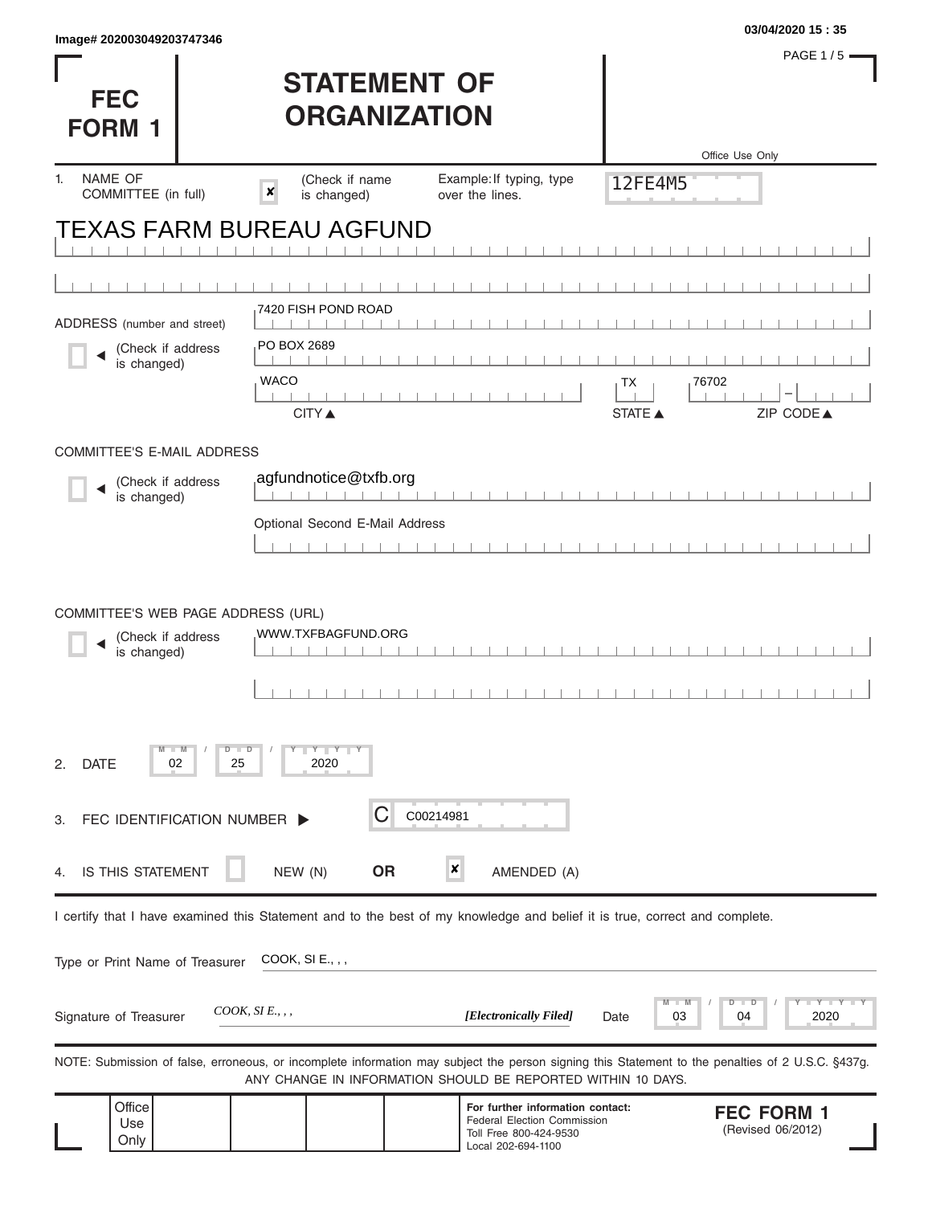Image# 202003049203747346

03/04/2020 15 : 35

# FEC FORM 1

# STATEMENT OF ORGANIZATION

Office Use Only

12FE4M5

1. NAME OF COMMITTEE (in full) ☒ (Check if name is changed) Example: If typing, type over the lines.

TEXAS FARM BUREAU AGFUND

ADDRESS (number and street)

☐ (Check if address is changed)

7420 FISH POND ROAD

PO BOX 2689

WACO | TX | 76702

CITY ▲ STATE ▲ ZIP CODE ▲

COMMITTEE'S E-MAIL ADDRESS

☐ (Check if address is changed)

agfundnotice@txfb.org

Optional Second E-Mail Address

COMMITTEE'S WEB PAGE ADDRESS (URL)

☐ (Check if address is changed)

WWW.TXFBAGFUND.ORG

2. DATE 02 / 25 / 2020

3. FEC IDENTIFICATION NUMBER ▶ C C00214981

4. IS THIS STATEMENT ☐ NEW (N) **OR** ☒ AMENDED (A)

I certify that I have examined this Statement and to the best of my knowledge and belief it is true, correct and complete.

Type or Print Name of Treasurer COOK, SI E., , ,

Signature of Treasurer *COOK, SI E., , ,* ***[Electronically Filed]*** Date 03 / 04 / 2020

NOTE: Submission of false, erroneous, or incomplete information may subject the person signing this Statement to the penalties of 2 U.S.C. §437g. ANY CHANGE IN INFORMATION SHOULD BE REPORTED WITHIN 10 DAYS.

Office Use Only

**For further information contact:**
Federal Election Commission
Toll Free 800-424-9530
Local 202-694-1100

**FEC FORM 1**
(Revised 06/2012)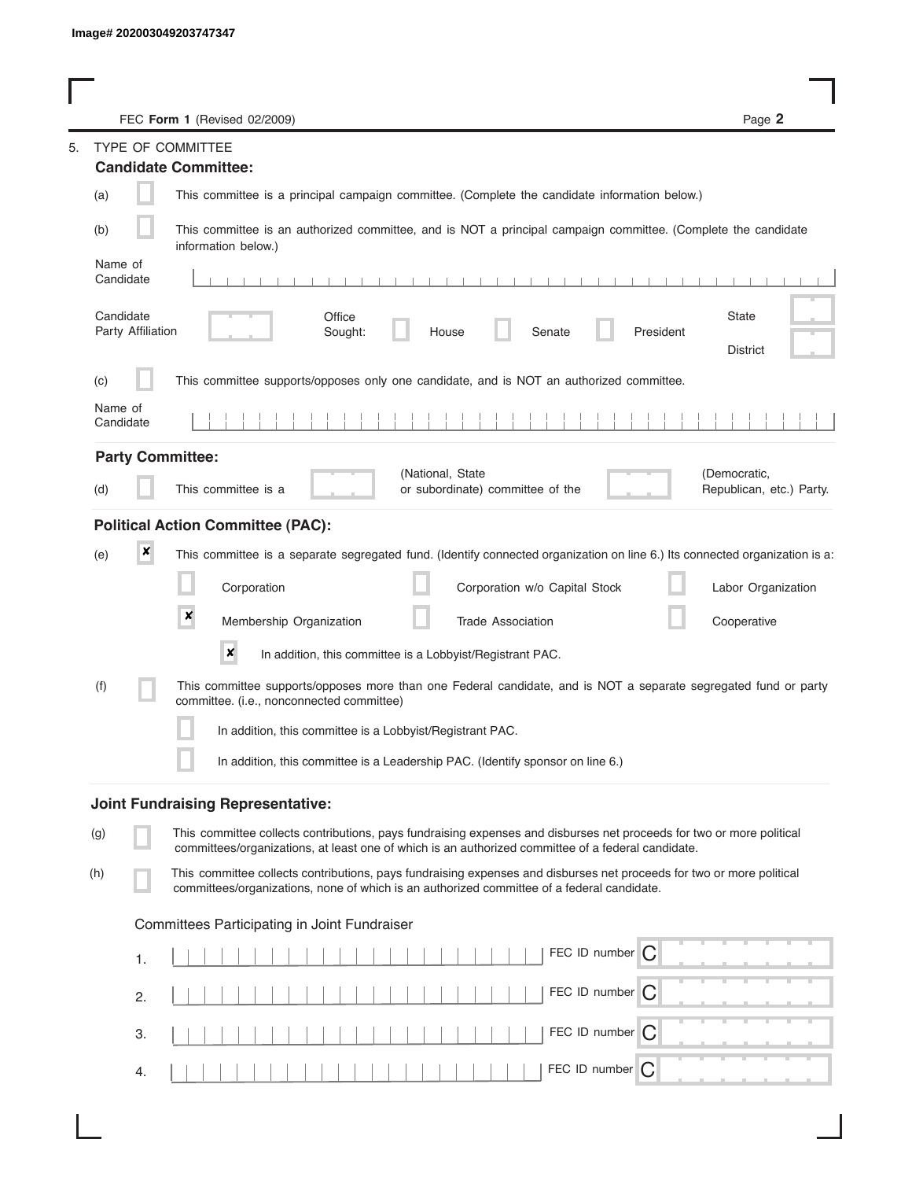Image# 202003049203747347

FEC **Form 1** (Revised 02/2009)

5. TYPE OF COMMITTEE

**Candidate Committee:**

(a) [ ] This committee is a principal campaign committee. (Complete the candidate information below.)

(b) [ ] This committee is an authorized committee, and is NOT a principal campaign committee. (Complete the candidate information below.)

Name of Candidate

Candidate Party Affiliation

Office Sought: [ ] House [ ] Senate [ ] President

State

District

(c) [ ] This committee supports/opposes only one candidate, and is NOT an authorized committee.

Name of Candidate

**Party Committee:**

(d) [ ] This committee is a (National, State or subordinate) committee of the (Democratic, Republican, etc.) Party.

**Political Action Committee (PAC):**

(e) [x] This committee is a separate segregated fund. (Identify connected organization on line 6.) Its connected organization is a:

- [ ] Corporation
- [ ] Corporation w/o Capital Stock
- [ ] Labor Organization
- [x] Membership Organization
- [ ] Trade Association
- [ ] Cooperative

[x] In addition, this committee is a Lobbyist/Registrant PAC.

(f) [ ] This committee supports/opposes more than one Federal candidate, and is NOT a separate segregated fund or party committee. (i.e., nonconnected committee)

[ ] In addition, this committee is a Lobbyist/Registrant PAC.

[ ] In addition, this committee is a Leadership PAC. (Identify sponsor on line 6.)

**Joint Fundraising Representative:**

(g) [ ] This committee collects contributions, pays fundraising expenses and disburses net proceeds for two or more political committees/organizations, at least one of which is an authorized committee of a federal candidate.

(h) [ ] This committee collects contributions, pays fundraising expenses and disburses net proceeds for two or more political committees/organizations, none of which is an authorized committee of a federal candidate.

Committees Participating in Joint Fundraiser

1. FEC ID number C
2. FEC ID number C
3. FEC ID number C
4. FEC ID number C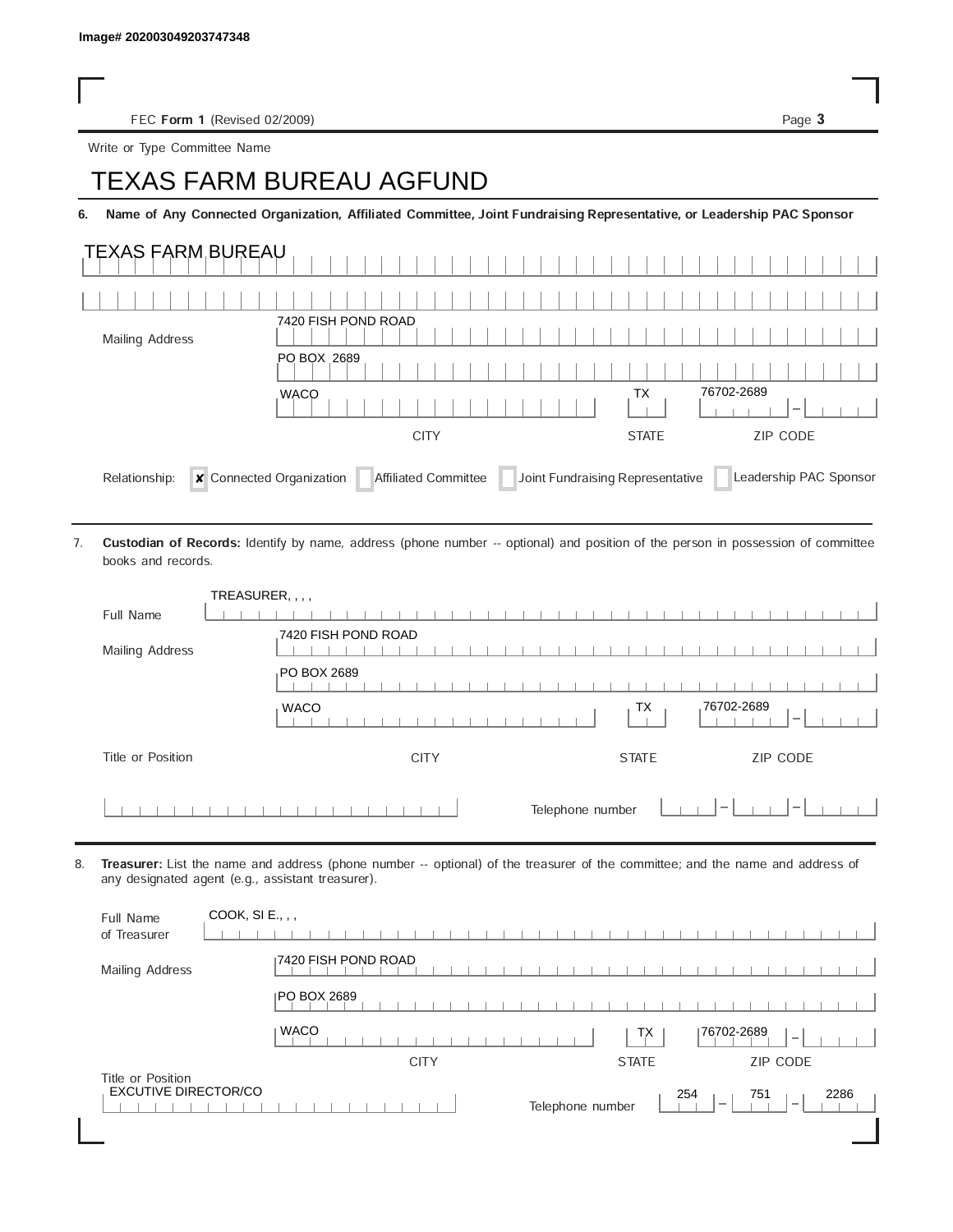Image# 202003049203747348

FEC **Form 1** (Revised 02/2009)

Write or Type Committee Name

# TEXAS FARM BUREAU AGFUND

**6. Name of Any Connected Organization, Affiliated Committee, Joint Fundraising Representative, or Leadership PAC Sponsor**

TEXAS FARM BUREAU

Mailing Address: 7420 FISH POND ROAD
PO BOX 2689
WACO, TX 76702-2689

| CITY | STATE | ZIP CODE |
|---|---|---|
| WACO | TX | 76702-2689 |

Relationship: ☒ Connected Organization ☐ Affiliated Committee ☐ Joint Fundraising Representative ☐ Leadership PAC Sponsor

7. **Custodian of Records:** Identify by name, address (phone number -- optional) and position of the person in possession of committee books and records.

Full Name: TREASURER, , , ,

Mailing Address: 7420 FISH POND ROAD
PO BOX 2689

| CITY | STATE | ZIP CODE |
|---|---|---|
| WACO | TX | 76702-2689 |

Title or Position:

Telephone number:

8. **Treasurer:** List the name and address (phone number -- optional) of the treasurer of the committee; and the name and address of any designated agent (e.g., assistant treasurer).

Full Name of Treasurer: COOK, SI E., , ,

Mailing Address: 7420 FISH POND ROAD
PO BOX 2689

| CITY | STATE | ZIP CODE |
|---|---|---|
| WACO | TX | 76702-2689 |

Title or Position: EXCUTIVE DIRECTOR/CO

Telephone number: 254 - 751 - 2286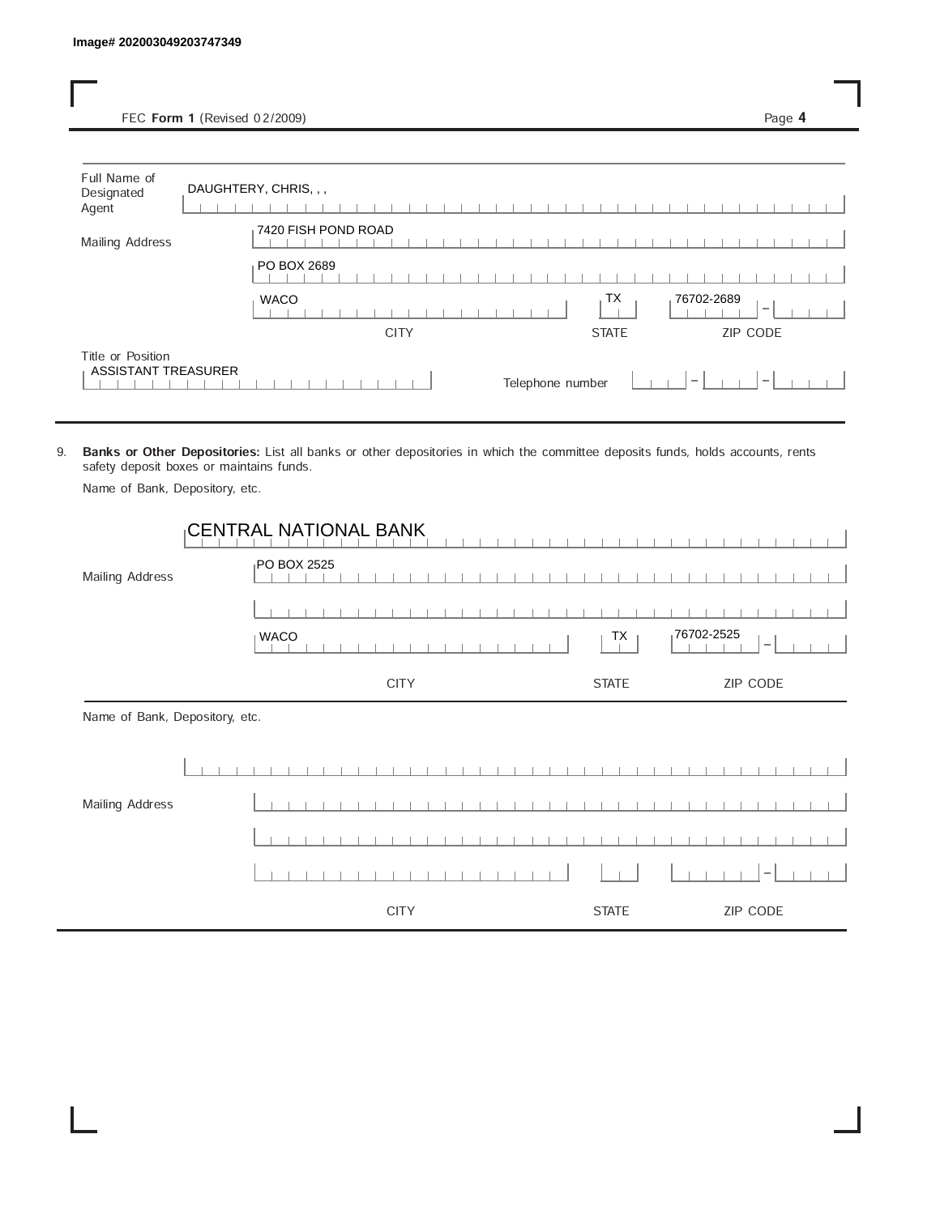Image# 202003049203747349

FEC **Form 1** (Revised 02/2009)

Full Name of Designated Agent: DAUGHTERY, CHRIS, , ,

Mailing Address: 7420 FISH POND ROAD

PO BOX 2689

| CITY | STATE | ZIP CODE |
|---|---|---|
| WACO | TX | 76702-2689 |

Title or Position: ASSISTANT TREASURER

Telephone number: 

9. **Banks or Other Depositories:** List all banks or other depositories in which the committee deposits funds, holds accounts, rents safety deposit boxes or maintains funds.

Name of Bank, Depository, etc.

CENTRAL NATIONAL BANK

Mailing Address: PO BOX 2525

| CITY | STATE | ZIP CODE |
|---|---|---|
| WACO | TX | 76702-2525 |

Name of Bank, Depository, etc.

Mailing Address

| CITY | STATE | ZIP CODE |
|---|---|---|
| | | |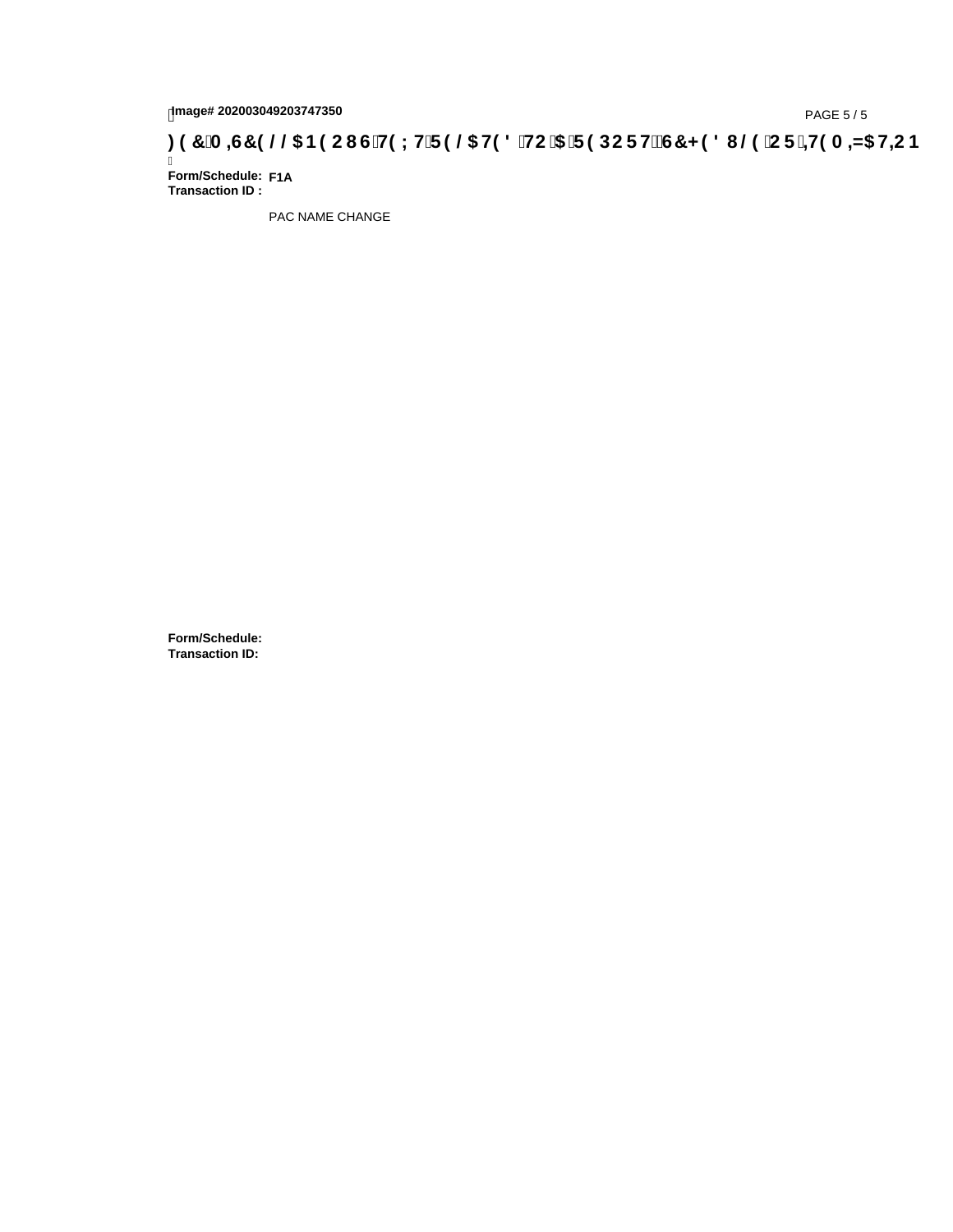**)(&0,6&(//$1(2867(;75(/$7('72$5(3257 6&+('8/(25,7(0,=$7,21**

**Form/Schedule:** **F1A**
**Transaction ID :**

PAC NAME CHANGE

**Form/Schedule:**
**Transaction ID:**